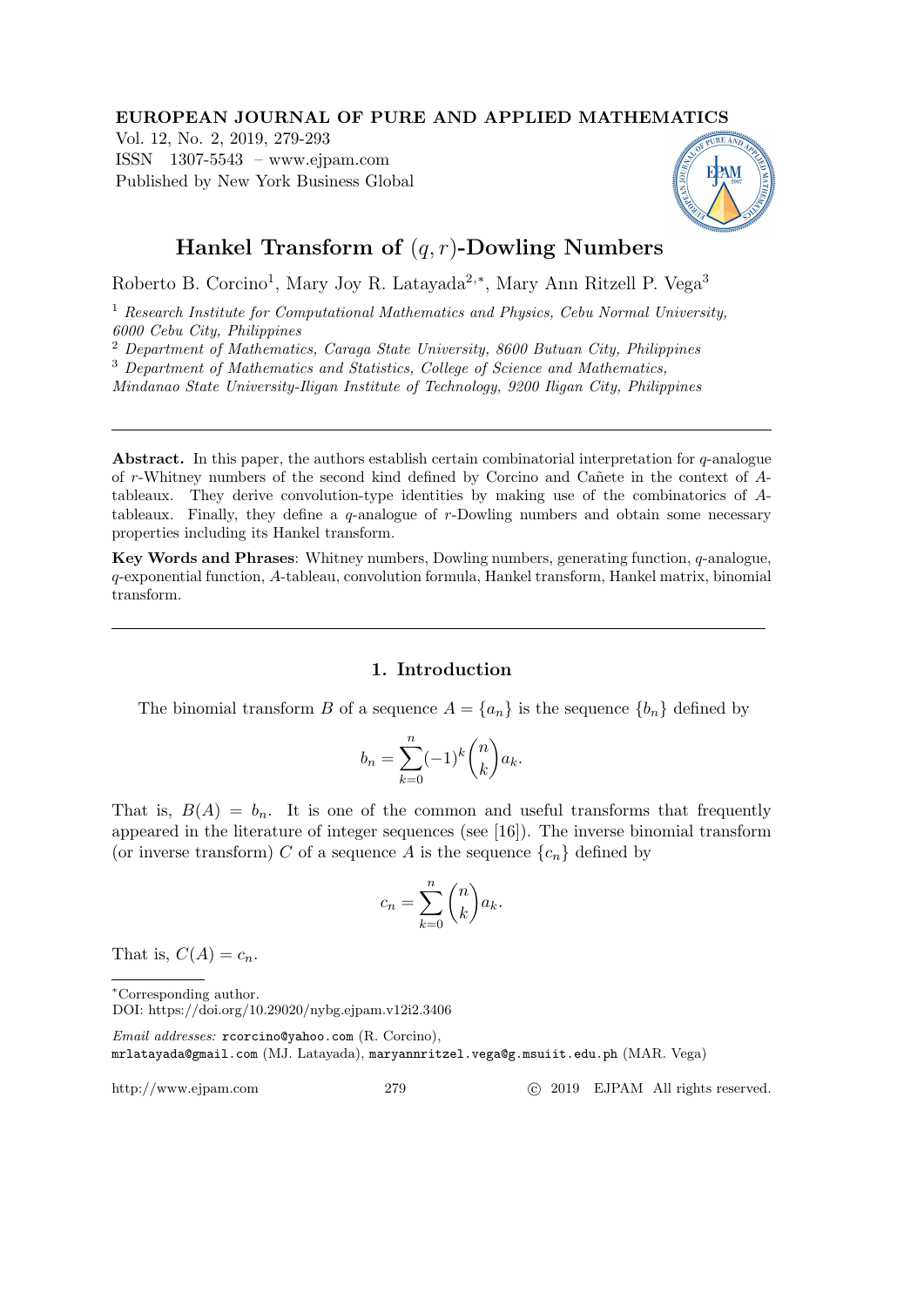# Hankel Transform of $(q, r)$-Dowling Numbers

Roberto B. Corcino[1], Mary Joy R. Latayada[2,*], Mary Ann Ritzell P. Vega[3]

[1] *Research Institute for Computational Mathematics and Physics, Cebu Normal University, 6000 Cebu City, Philippines*

[2] *Department of Mathematics, Caraga State University, 8600 Butuan City, Philippines*

[3] *Department of Mathematics and Statistics, College of Science and Mathematics, Mindanao State University-Iligan Institute of Technology, 9200 Iligan City, Philippines*

---

**Abstract.** In this paper, the authors establish certain combinatorial interpretation for $q$-analogue of $r$-Whitney numbers of the second kind defined by Corcino and Cañete in the context of $A$-tableaux. They derive convolution-type identities by making use of the combinatorics of $A$-tableaux. Finally, they define a $q$-analogue of $r$-Dowling numbers and obtain some necessary properties including its Hankel transform.

**Key Words and Phrases**: Whitney numbers, Dowling numbers, generating function, $q$-analogue, $q$-exponential function, $A$-tableau, convolution formula, Hankel transform, Hankel matrix, binomial transform.

---

## 1. Introduction

The binomial transform $B$ of a sequence $A = \{a_n\}$ is the sequence $\{b_n\}$ defined by

$$b_n = \sum_{k=0}^{n} (-1)^k \binom{n}{k} a_k.$$

That is, $B(A) = b_n$. It is one of the common and useful transforms that frequently appeared in the literature of integer sequences (see [16]). The inverse binomial transform (or inverse transform) $C$ of a sequence $A$ is the sequence $\{c_n\}$ defined by

$$c_n = \sum_{k=0}^{n} \binom{n}{k} a_k.$$

That is, $C(A) = c_n$.

---

*Corresponding author.

DOI: https://doi.org/10.29020/nybg.ejpam.v12i2.3406

*Email addresses:* rcorcino@yahoo.com (R. Corcino), mrlatayada@gmail.com (MJ. Latayada), maryannritzel.vega@g.msuiit.edu.ph (MAR. Vega)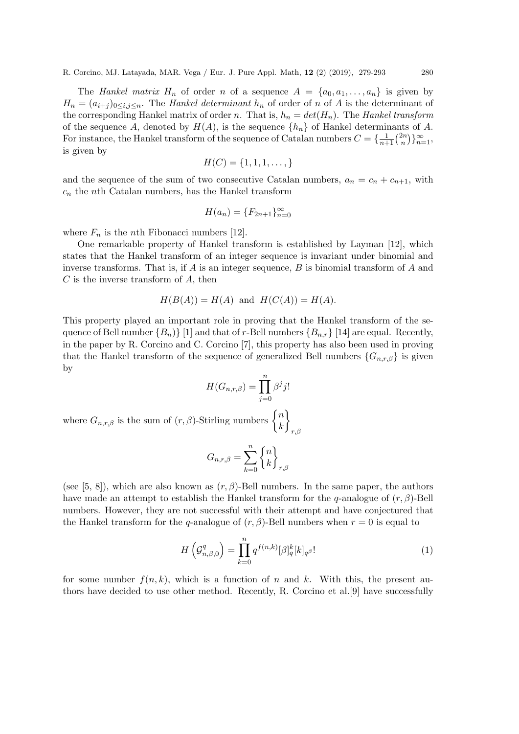The *Hankel matrix* $H_n$ of order $n$ of a sequence $A = \{a_0, a_1, \ldots, a_n\}$ is given by $H_n = (a_{i+j})_{0 \leq i,j \leq n}$. The *Hankel determinant* $h_n$ of order of $n$ of $A$ is the determinant of the corresponding Hankel matrix of order $n$. That is, $h_n = det(H_n)$. The *Hankel transform* of the sequence $A$, denoted by $H(A)$, is the sequence $\{h_n\}$ of Hankel determinants of $A$. For instance, the Hankel transform of the sequence of Catalan numbers $C = \{\frac{1}{n+1}\binom{2n}{n}\}_{n=1}^{\infty}$, is given by

$$H(C) = \{1, 1, 1, \ldots, \}$$

and the sequence of the sum of two consecutive Catalan numbers, $a_n = c_n + c_{n+1}$, with $c_n$ the $n$th Catalan numbers, has the Hankel transform

$$H(a_n) = \{F_{2n+1}\}_{n=0}^{\infty}$$

where $F_n$ is the $n$th Fibonacci numbers [12].

One remarkable property of Hankel transform is established by Layman [12], which states that the Hankel transform of an integer sequence is invariant under binomial and inverse transforms. That is, if $A$ is an integer sequence, $B$ is binomial transform of $A$ and $C$ is the inverse transform of $A$, then

$$H(B(A)) = H(A) \text{ and } H(C(A)) = H(A).$$

This property played an important role in proving that the Hankel transform of the sequence of Bell number $\{B_n)\}$ [1] and that of $r$-Bell numbers $\{B_{n,r}\}$ [14] are equal. Recently, in the paper by R. Corcino and C. Corcino [7], this property has also been used in proving that the Hankel transform of the sequence of generalized Bell numbers $\{G_{n,r,\beta}\}$ is given by

$$H(G_{n,r,\beta}) = \prod_{j=0}^{n} \beta^j j!$$

where $G_{n,r,\beta}$ is the sum of $(r, \beta)$-Stirling numbers $\left\{ {n \atop k} \right\}_{r,\beta}$

$$G_{n,r,\beta} = \sum_{k=0}^{n} \left\{ {n \atop k} \right\}_{r,\beta}$$

(see [5, 8]), which are also known as $(r, \beta)$-Bell numbers. In the same paper, the authors have made an attempt to establish the Hankel transform for the $q$-analogue of $(r, \beta)$-Bell numbers. However, they are not successful with their attempt and have conjectured that the Hankel transform for the $q$-analogue of $(r, \beta)$-Bell numbers when $r = 0$ is equal to

$$H\left(\mathcal{G}^q_{n,\beta,0}\right) = \prod_{k=0}^{n} q^{f(n,k)} [\beta]_q^k [k]_{q^\beta}! \tag{1}$$

for some number $f(n, k)$, which is a function of $n$ and $k$. With this, the present authors have decided to use other method. Recently, R. Corcino et al.[9] have successfully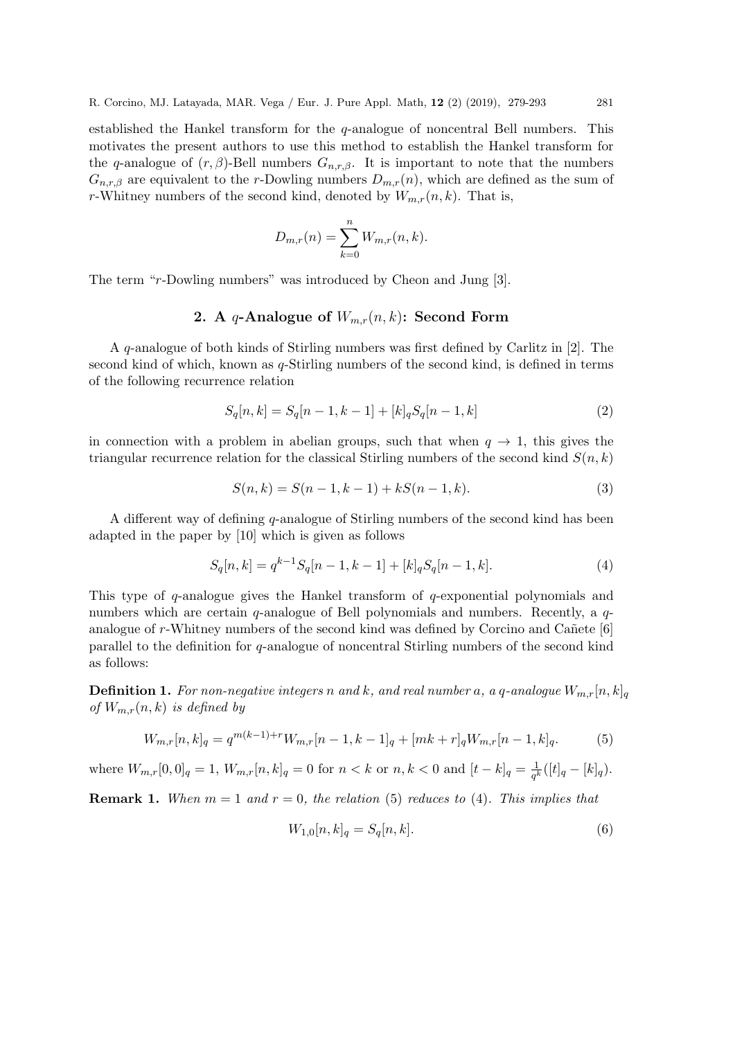established the Hankel transform for the $q$-analogue of noncentral Bell numbers. This motivates the present authors to use this method to establish the Hankel transform for the $q$-analogue of $(r, \beta)$-Bell numbers $G_{n,r,\beta}$. It is important to note that the numbers $G_{n,r,\beta}$ are equivalent to the $r$-Dowling numbers $D_{m,r}(n)$, which are defined as the sum of $r$-Whitney numbers of the second kind, denoted by $W_{m,r}(n, k)$. That is,

$$D_{m,r}(n) = \sum_{k=0}^{n} W_{m,r}(n, k).$$

The term "$r$-Dowling numbers" was introduced by Cheon and Jung [3].

## 2. A $q$-Analogue of $W_{m,r}(n, k)$: Second Form

A $q$-analogue of both kinds of Stirling numbers was first defined by Carlitz in [2]. The second kind of which, known as $q$-Stirling numbers of the second kind, is defined in terms of the following recurrence relation

$$S_q[n, k] = S_q[n-1, k-1] + [k]_q S_q[n-1, k] \tag{2}$$

in connection with a problem in abelian groups, such that when $q \to 1$, this gives the triangular recurrence relation for the classical Stirling numbers of the second kind $S(n, k)$

$$S(n, k) = S(n-1, k-1) + kS(n-1, k). \tag{3}$$

A different way of defining $q$-analogue of Stirling numbers of the second kind has been adapted in the paper by [10] which is given as follows

$$S_q[n, k] = q^{k-1} S_q[n-1, k-1] + [k]_q S_q[n-1, k]. \tag{4}$$

This type of $q$-analogue gives the Hankel transform of $q$-exponential polynomials and numbers which are certain $q$-analogue of Bell polynomials and numbers. Recently, a $q$-analogue of $r$-Whitney numbers of the second kind was defined by Corcino and Cañete [6] parallel to the definition for $q$-analogue of noncentral Stirling numbers of the second kind as follows:

**Definition 1.** *For non-negative integers $n$ and $k$, and real number $a$, a $q$-analogue $W_{m,r}[n, k]_q$ of $W_{m,r}(n, k)$ is defined by*

$$W_{m,r}[n, k]_q = q^{m(k-1)+r} W_{m,r}[n-1, k-1]_q + [mk + r]_q W_{m,r}[n-1, k]_q. \tag{5}$$

where $W_{m,r}[0, 0]_q = 1$, $W_{m,r}[n, k]_q = 0$ for $n < k$ or $n, k < 0$ and $[t - k]_q = \frac{1}{q^k}([t]_q - [k]_q)$.

**Remark 1.** *When $m = 1$ and $r = 0$, the relation (5) reduces to (4). This implies that*

$$W_{1,0}[n, k]_q = S_q[n, k]. \tag{6}$$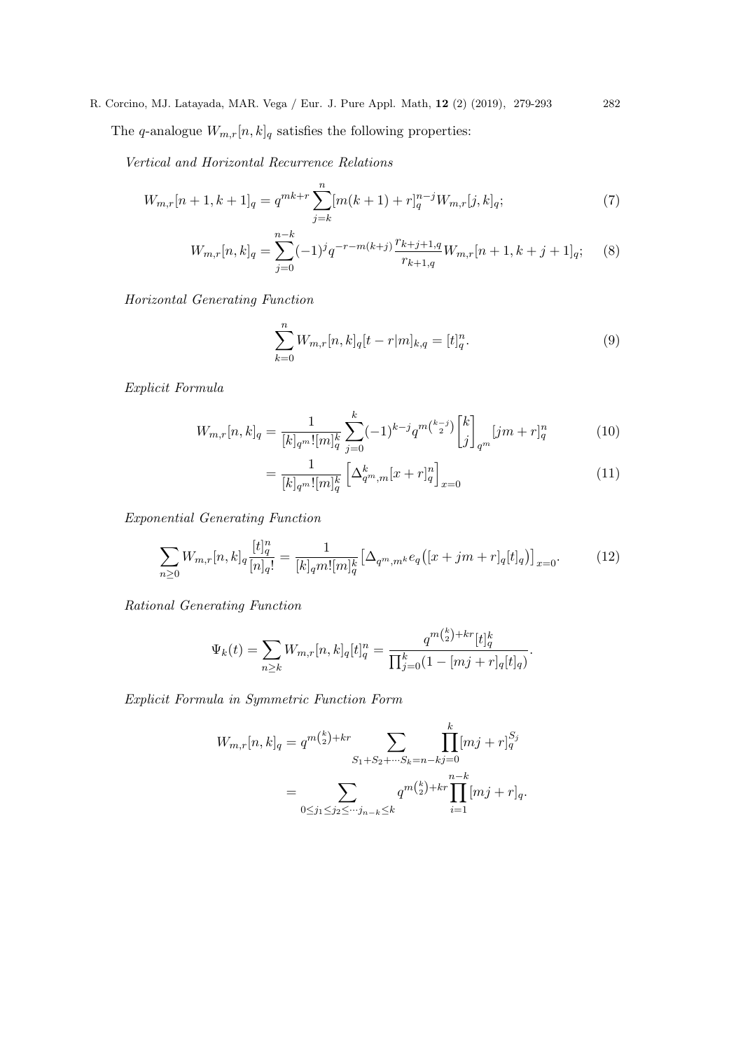The $q$-analogue $W_{m,r}[n,k]_q$ satisfies the following properties:

*Vertical and Horizontal Recurrence Relations*

$$W_{m,r}[n+1,k+1]_q = q^{mk+r}\sum_{j=k}^{n}[m(k+1)+r]_q^{n-j}W_{m,r}[j,k]_q; \tag{7}$$

$$W_{m,r}[n,k]_q = \sum_{j=0}^{n-k}(-1)^j q^{-r-m(k+j)}\frac{r_{k+j+1,q}}{r_{k+1,q}}W_{m,r}[n+1,k+j+1]_q; \tag{8}$$

*Horizontal Generating Function*

$$\sum_{k=0}^{n} W_{m,r}[n,k]_q[t-r|m]_{k,q} = [t]_q^n. \tag{9}$$

*Explicit Formula*

$$W_{m,r}[n,k]_q = \frac{1}{[k]_{q^m}![m]_q^k}\sum_{j=0}^{k}(-1)^{k-j}q^{m\binom{k-j}{2}}\begin{bmatrix}k\\j\end{bmatrix}_{q^m}[jm+r]_q^n \tag{10}$$

$$= \frac{1}{[k]_{q^m}![m]_q^k}\left[\Delta_{q^m,m}^k[x+r]_q^n\right]_{x=0} \tag{11}$$

*Exponential Generating Function*

$$\sum_{n\geq 0} W_{m,r}[n,k]_q\frac{[t]_q^n}{[n]_q!} = \frac{1}{[k]_q m![m]_q^k}\left[\Delta_{q^m,m^k}e_q\big([x+jm+r]_q[t]_q\big)\right]_{x=0}. \tag{12}$$

*Rational Generating Function*

$$\Psi_k(t) = \sum_{n\geq k} W_{m,r}[n,k]_q[t]_q^n = \frac{q^{m\binom{k}{2}+kr}[t]_q^k}{\prod_{j=0}^{k}(1-[mj+r]_q[t]_q)}.$$

*Explicit Formula in Symmetric Function Form*

$$\begin{aligned}
W_{m,r}[n,k]_q &= q^{m\binom{k}{2}+kr}\sum_{S_1+S_2+\cdots S_k=n-k}\prod_{j=0}^{k}[mj+r]_q^{S_j} \\
&= \sum_{0\leq j_1\leq j_2\leq\cdots j_{n-k}\leq k} q^{m\binom{k}{2}+kr}\prod_{i=1}^{n-k}[mj+r]_q.
\end{aligned}$$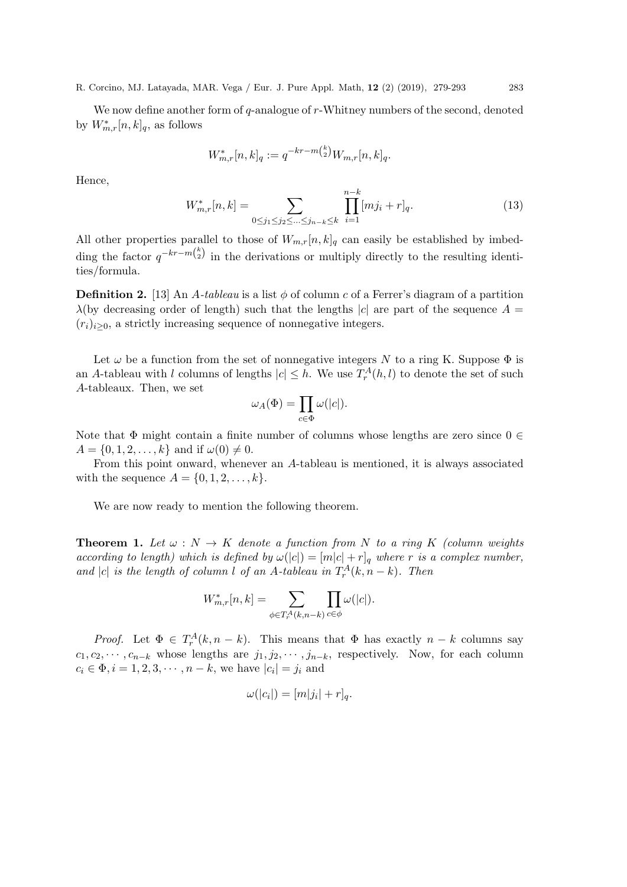We now define another form of $q$-analogue of $r$-Whitney numbers of the second, denoted by $W^*_{m,r}[n,k]_q$, as follows

$$W^*_{m,r}[n,k]_q := q^{-kr-m\binom{k}{2}} W_{m,r}[n,k]_q.$$

Hence,

$$W^*_{m,r}[n,k] = \sum_{0 \le j_1 \le j_2 \le \ldots \le j_{n-k} \le k} \prod_{i=1}^{n-k} [mj_i + r]_q. \tag{13}$$

All other properties parallel to those of $W_{m,r}[n,k]_q$ can easily be established by imbedding the factor $q^{-kr-m\binom{k}{2}}$ in the derivations or multiply directly to the resulting identities/formula.

**Definition 2.** [13] An *A-tableau* is a list $\phi$ of column $c$ of a Ferrer's diagram of a partition $\lambda$(by decreasing order of length) such that the lengths $|c|$ are part of the sequence $A = (r_i)_{i \ge 0}$, a strictly increasing sequence of nonnegative integers.

Let $\omega$ be a function from the set of nonnegative integers $N$ to a ring K. Suppose $\Phi$ is an $A$-tableau with $l$ columns of lengths $|c| \le h$. We use $T^A_r(h,l)$ to denote the set of such $A$-tableaux. Then, we set

$$\omega_A(\Phi) = \prod_{c \in \Phi} \omega(|c|).$$

Note that $\Phi$ might contain a finite number of columns whose lengths are zero since $0 \in A = \{0, 1, 2, \ldots, k\}$ and if $\omega(0) \ne 0$.

From this point onward, whenever an $A$-tableau is mentioned, it is always associated with the sequence $A = \{0, 1, 2, \ldots, k\}$.

We are now ready to mention the following theorem.

**Theorem 1.** *Let $\omega : N \to K$ denote a function from $N$ to a ring $K$ (column weights according to length) which is defined by $\omega(|c|) = [m|c| + r]_q$ where $r$ is a complex number, and $|c|$ is the length of column $l$ of an $A$-tableau in $T^A_r(k, n-k)$. Then*

$$W^*_{m,r}[n,k] = \sum_{\phi \in T^A_r(k,n-k)} \prod_{c \in \phi} \omega(|c|).$$

*Proof.* Let $\Phi \in T^A_r(k, n-k)$. This means that $\Phi$ has exactly $n-k$ columns say $c_1, c_2, \cdots, c_{n-k}$ whose lengths are $j_1, j_2, \cdots, j_{n-k}$, respectively. Now, for each column $c_i \in \Phi, i = 1, 2, 3, \cdots, n-k$, we have $|c_i| = j_i$ and

$$\omega(|c_i|) = [m|j_i| + r]_q.$$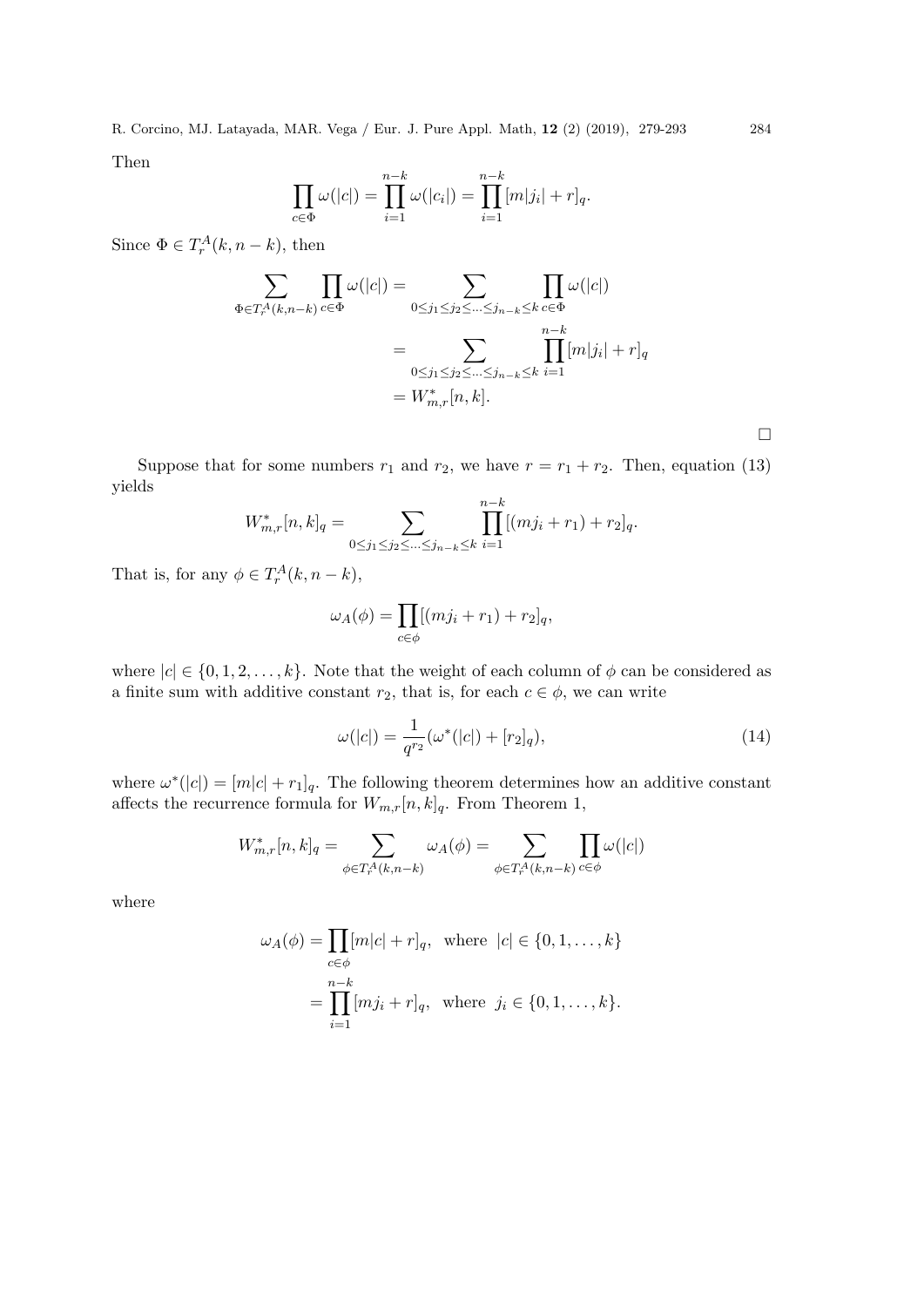Then

$$\prod_{c\in\Phi}\omega(|c|)=\prod_{i=1}^{n-k}\omega(|c_i|)=\prod_{i=1}^{n-k}[m|j_i|+r]_q.$$

Since $\Phi\in T_r^A(k,n-k)$, then

$$\begin{aligned}\sum_{\Phi\in T_r^A(k,n-k)}\prod_{c\in\Phi}\omega(|c|)&=\sum_{0\le j_1\le j_2\le\ldots\le j_{n-k}\le k}\prod_{c\in\Phi}\omega(|c|)\\&=\sum_{0\le j_1\le j_2\le\ldots\le j_{n-k}\le k}\prod_{i=1}^{n-k}[m|j_i|+r]_q\\&=W^*_{m,r}[n,k].\end{aligned}$$

□

Suppose that for some numbers $r_1$ and $r_2$, we have $r=r_1+r_2$. Then, equation (13) yields

$$W^*_{m,r}[n,k]_q=\sum_{0\le j_1\le j_2\le\ldots\le j_{n-k}\le k}\prod_{i=1}^{n-k}[(mj_i+r_1)+r_2]_q.$$

That is, for any $\phi\in T_r^A(k,n-k)$,

$$\omega_A(\phi)=\prod_{c\in\phi}[(mj_i+r_1)+r_2]_q,$$

where $|c|\in\{0,1,2,\ldots,k\}$. Note that the weight of each column of $\phi$ can be considered as a finite sum with additive constant $r_2$, that is, for each $c\in\phi$, we can write

$$\omega(|c|)=\frac{1}{q^{r_2}}(\omega^*(|c|)+[r_2]_q),\tag{14}$$

where $\omega^*(|c|)=[m|c|+r_1]_q$. The following theorem determines how an additive constant affects the recurrence formula for $W_{m,r}[n,k]_q$. From Theorem 1,

$$W^*_{m,r}[n,k]_q=\sum_{\phi\in T_r^A(k,n-k)}\omega_A(\phi)=\sum_{\phi\in T_r^A(k,n-k)}\prod_{c\in\phi}\omega(|c|)$$

where

$$\begin{aligned}\omega_A(\phi)&=\prod_{c\in\phi}[m|c|+r]_q,\ \text{ where }\ |c|\in\{0,1,\ldots,k\}\\&=\prod_{i=1}^{n-k}[mj_i+r]_q,\ \text{ where }\ j_i\in\{0,1,\ldots,k\}.\end{aligned}$$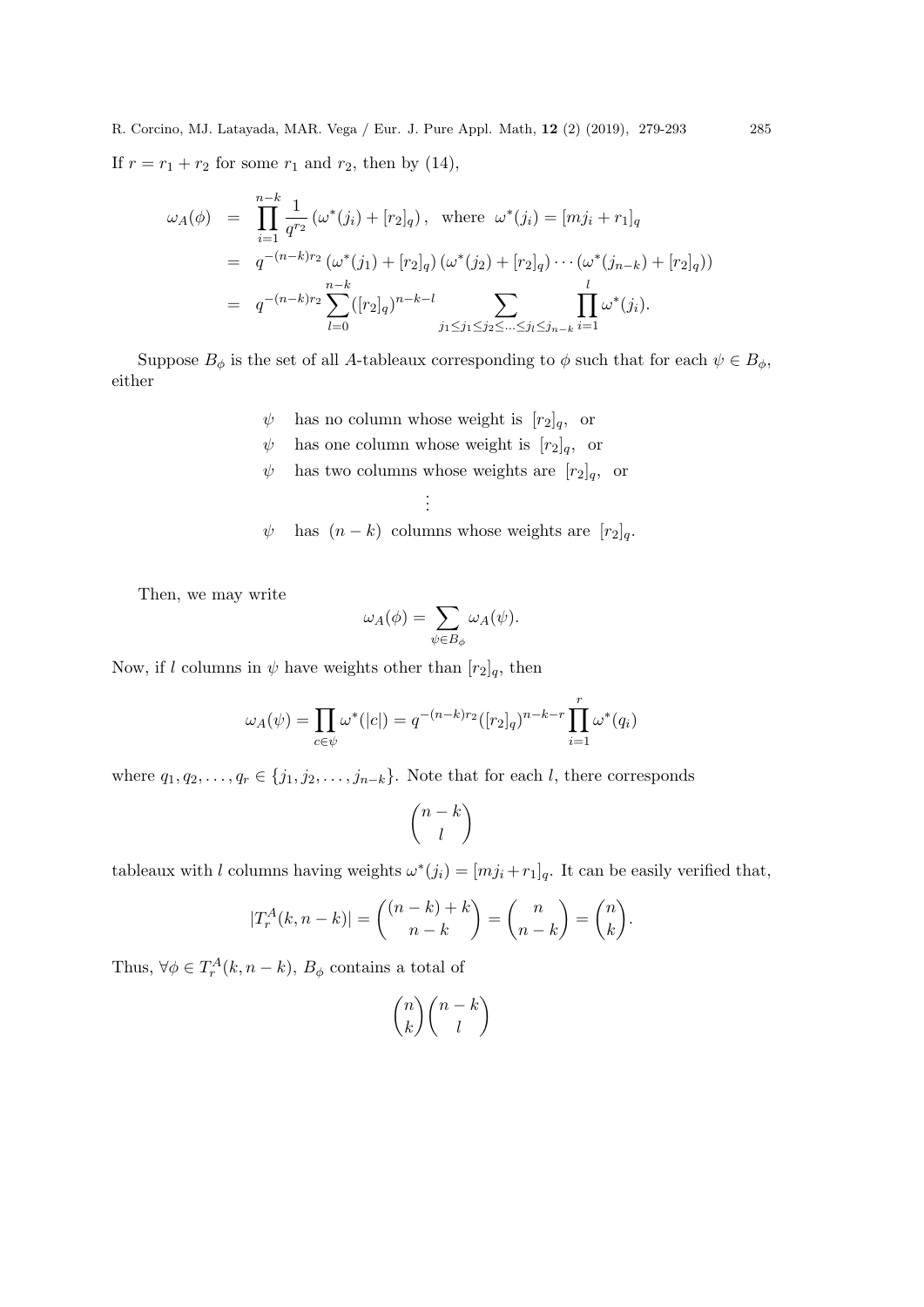If $r = r_1 + r_2$ for some $r_1$ and $r_2$, then by (14),

$$
\begin{aligned}
\omega_A(\phi) &= \prod_{i=1}^{n-k} \frac{1}{q^{r_2}} \left(\omega^*(j_i) + [r_2]_q\right), \ \text{ where } \ \omega^*(j_i) = [mj_i + r_1]_q \\
&= q^{-(n-k)r_2} \left(\omega^*(j_1) + [r_2]_q\right)\left(\omega^*(j_2) + [r_2]_q\right) \cdots \left(\omega^*(j_{n-k}) + [r_2]_q\right)\right) \\
&= q^{-(n-k)r_2} \sum_{l=0}^{n-k} ([r_2]_q)^{n-k-l} \sum_{j_1 \le j_1 \le j_2 \le \ldots \le j_l \le j_{n-k}} \prod_{i=1}^{l} \omega^*(j_i).
\end{aligned}
$$

Suppose $B_\phi$ is the set of all $A$-tableaux corresponding to $\phi$ such that for each $\psi \in B_\phi$, either

$$
\begin{aligned}
&\psi \quad \text{has no column whose weight is } [r_2]_q, \text{ or} \\
&\psi \quad \text{has one column whose weight is } [r_2]_q, \text{ or} \\
&\psi \quad \text{has two columns whose weights are } [r_2]_q, \text{ or} \\
&\qquad\qquad \vdots \\
&\psi \quad \text{has } (n-k) \text{ columns whose weights are } [r_2]_q.
\end{aligned}
$$

Then, we may write

$$
\omega_A(\phi) = \sum_{\psi \in B_\phi} \omega_A(\psi).
$$

Now, if $l$ columns in $\psi$ have weights other than $[r_2]_q$, then

$$
\omega_A(\psi) = \prod_{c \in \psi} \omega^*(|c|) = q^{-(n-k)r_2} ([r_2]_q)^{n-k-r} \prod_{i=1}^{r} \omega^*(q_i)
$$

where $q_1, q_2, \ldots, q_r \in \{j_1, j_2, \ldots, j_{n-k}\}$. Note that for each $l$, there corresponds

$$
\binom{n-k}{l}
$$

tableaux with $l$ columns having weights $\omega^*(j_i) = [mj_i + r_1]_q$. It can be easily verified that,

$$
|T_r^A(k, n-k)| = \binom{(n-k)+k}{n-k} = \binom{n}{n-k} = \binom{n}{k}.
$$

Thus, $\forall \phi \in T_r^A(k, n-k)$, $B_\phi$ contains a total of

$$
\binom{n}{k}\binom{n-k}{l}
$$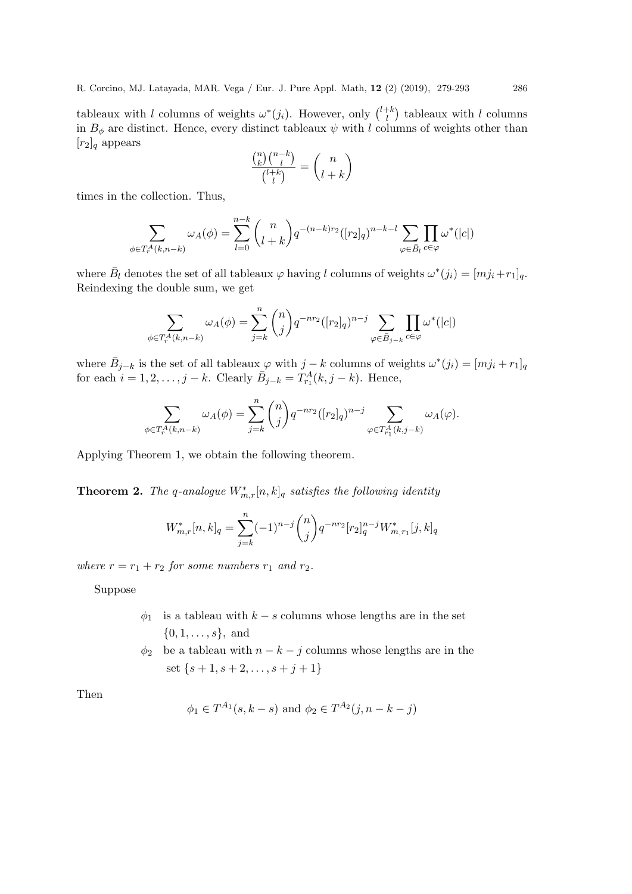tableaux with $l$ columns of weights $\omega^*(j_i)$. However, only $\binom{l+k}{l}$ tableaux with $l$ columns in $B_\phi$ are distinct. Hence, every distinct tableaux $\psi$ with $l$ columns of weights other than $[r_2]_q$ appears

$$\frac{\binom{n}{k}\binom{n-k}{l}}{\binom{l+k}{l}} = \binom{n}{l+k}$$

times in the collection. Thus,

$$\sum_{\phi \in T_r^A(k,n-k)} \omega_A(\phi) = \sum_{l=0}^{n-k} \binom{n}{l+k} q^{-(n-k)r_2}([r_2]_q)^{n-k-l} \sum_{\varphi \in \bar{B}_l} \prod_{c \in \varphi} \omega^*(|c|)$$

where $\bar{B}_l$ denotes the set of all tableaux $\varphi$ having $l$ columns of weights $\omega^*(j_i) = [mj_i + r_1]_q$. Reindexing the double sum, we get

$$\sum_{\phi \in T_r^A(k,n-k)} \omega_A(\phi) = \sum_{j=k}^{n} \binom{n}{j} q^{-nr_2}([r_2]_q)^{n-j} \sum_{\varphi \in \bar{B}_{j-k}} \prod_{c \in \varphi} \omega^*(|c|)$$

where $\bar{B}_{j-k}$ is the set of all tableaux $\varphi$ with $j-k$ columns of weights $\omega^*(j_i) = [mj_i + r_1]_q$ for each $i = 1, 2, \ldots, j-k$. Clearly $\bar{B}_{j-k} = T_{r_1}^A(k, j-k)$. Hence,

$$\sum_{\phi \in T_r^A(k,n-k)} \omega_A(\phi) = \sum_{j=k}^{n} \binom{n}{j} q^{-nr_2}([r_2]_q)^{n-j} \sum_{\varphi \in T_{r_1}^A(k,j-k)} \omega_A(\varphi).$$

Applying Theorem 1, we obtain the following theorem.

**Theorem 2.** *The q-analogue $W^*_{m,r}[n,k]_q$ satisfies the following identity*

$$W^*_{m,r}[n,k]_q = \sum_{j=k}^{n} (-1)^{n-j} \binom{n}{j} q^{-nr_2}[r_2]_q^{n-j} W^*_{m,r_1}[j,k]_q$$

*where $r = r_1 + r_2$ for some numbers $r_1$ and $r_2$.*

Suppose

- $\phi_1$ is a tableau with $k-s$ columns whose lengths are in the set $\{0, 1, \ldots, s\}$, and
- $\phi_2$ be a tableau with $n-k-j$ columns whose lengths are in the set $\{s+1, s+2, \ldots, s+j+1\}$

Then

$$\phi_1 \in T^{A_1}(s, k-s) \text{ and } \phi_2 \in T^{A_2}(j, n-k-j)$$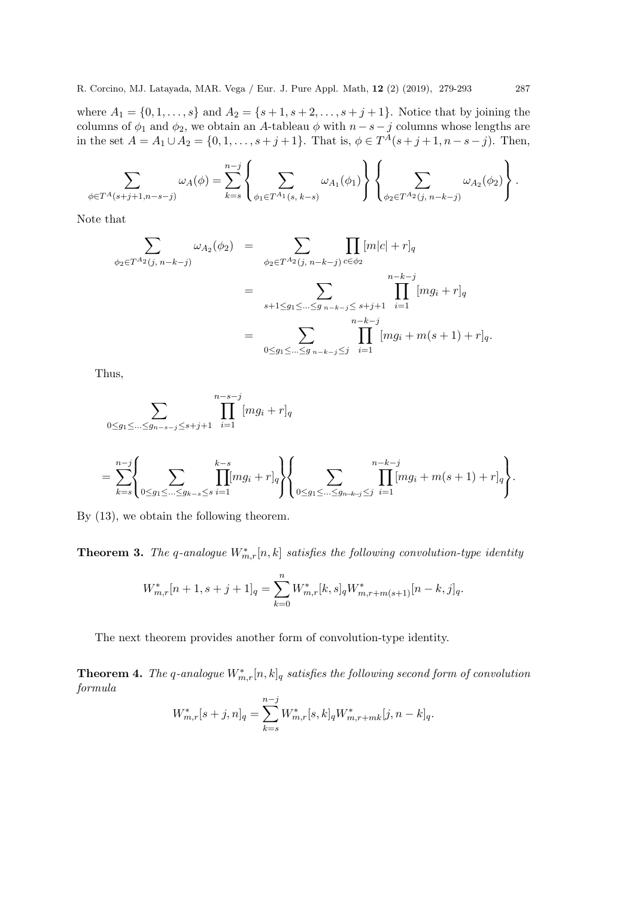where $A_1 = \{0, 1, \ldots, s\}$ and $A_2 = \{s+1, s+2, \ldots, s+j+1\}$. Notice that by joining the columns of $\phi_1$ and $\phi_2$, we obtain an $A$-tableau $\phi$ with $n-s-j$ columns whose lengths are in the set $A = A_1 \cup A_2 = \{0, 1, \ldots, s+j+1\}$. That is, $\phi \in T^A(s+j+1, n-s-j)$. Then,

$$\sum_{\phi \in T^A(s+j+1, n-s-j)} \omega_A(\phi) = \sum_{k=s}^{n-j} \left\{ \sum_{\phi_1 \in T^{A_1}(s,\, k-s)} \omega_{A_1}(\phi_1) \right\} \left\{ \sum_{\phi_2 \in T^{A_2}(j,\, n-k-j)} \omega_{A_2}(\phi_2) \right\}.$$

Note that

$$\begin{aligned}
\sum_{\phi_2 \in T^{A_2}(j,\, n-k-j)} \omega_{A_2}(\phi_2) &= \sum_{\phi_2 \in T^{A_2}(j,\, n-k-j)} \prod_{c \in \phi_2} [m|c| + r]_q \\
&= \sum_{s+1 \leq g_1 \leq \ldots \leq g_{\,n-k-j} \leq\, s+j+1} \prod_{i=1}^{n-k-j} [mg_i + r]_q \\
&= \sum_{0 \leq g_1 \leq \ldots \leq g_{\,n-k-j} \leq j} \prod_{i=1}^{n-k-j} [mg_i + m(s+1) + r]_q.
\end{aligned}$$

Thus,

$$\sum_{0 \leq g_1 \leq \ldots \leq g_{n-s-j} \leq s+j+1} \prod_{i=1}^{n-s-j} [mg_i + r]_q$$

$$= \sum_{k=s}^{n-j} \left\{ \sum_{0 \leq g_1 \leq \ldots \leq g_{k-s} \leq s} \prod_{i=1}^{k-s} [mg_i + r]_q \right\} \left\{ \sum_{0 \leq g_1 \leq \ldots \leq g_{n-k-j} \leq j} \prod_{i=1}^{n-k-j} [mg_i + m(s+1) + r]_q \right\}.$$

By (13), we obtain the following theorem.

**Theorem 3.** *The q-analogue $W^*_{m,r}[n,k]$ satisfies the following convolution-type identity*

$$W^*_{m,r}[n+1, s+j+1]_q = \sum_{k=0}^{n} W^*_{m,r}[k, s]_q W^*_{m,r+m(s+1)}[n-k, j]_q.$$

The next theorem provides another form of convolution-type identity.

**Theorem 4.** *The q-analogue $W^*_{m,r}[n,k]_q$ satisfies the following second form of convolution formula*

$$W^*_{m,r}[s+j, n]_q = \sum_{k=s}^{n-j} W^*_{m,r}[s,k]_q W^*_{m,r+mk}[j, n-k]_q.$$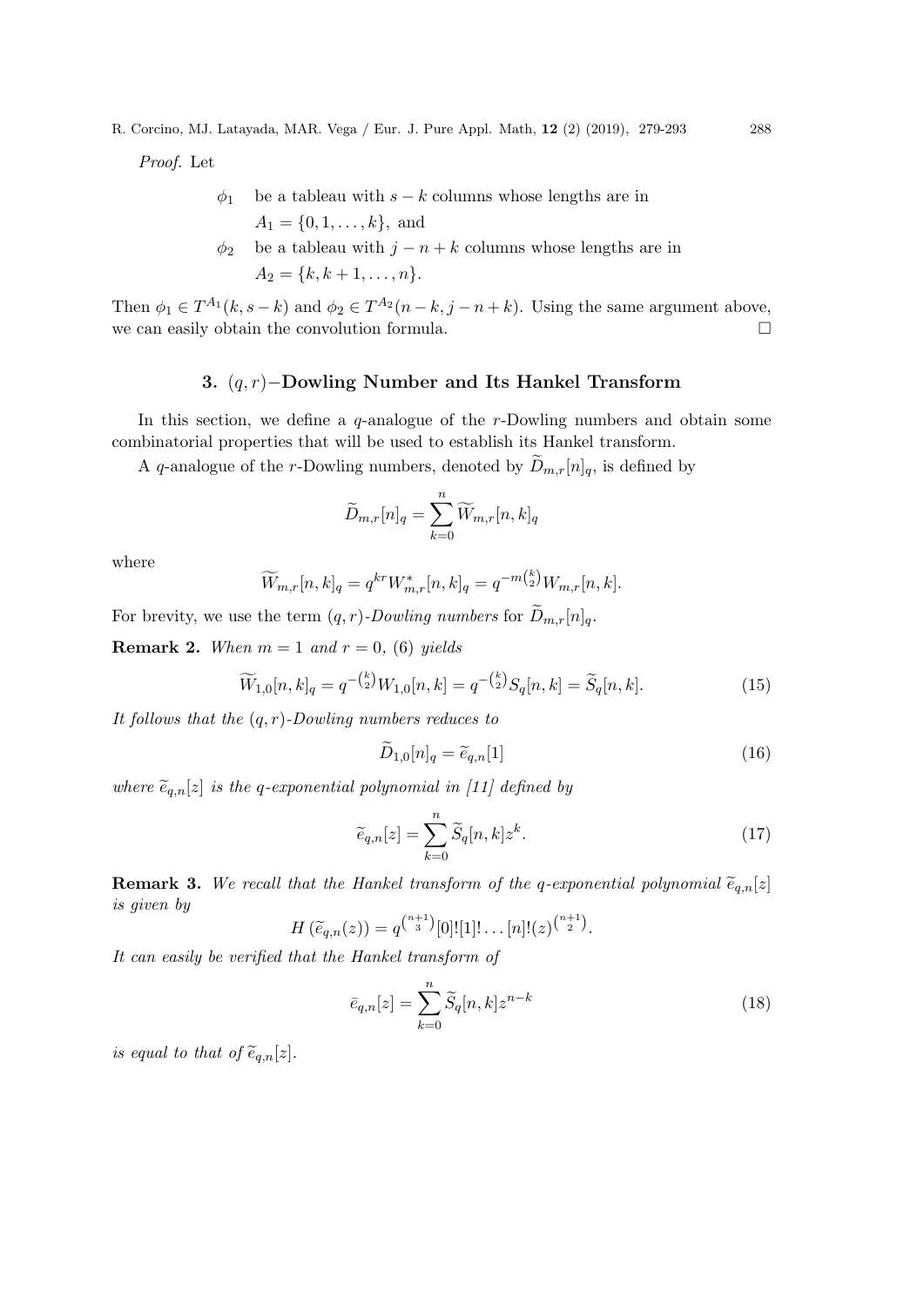*Proof.* Let

$\phi_1$ be a tableau with $s-k$ columns whose lengths are in $A_1 = \{0, 1, \ldots, k\}$, and

$\phi_2$ be a tableau with $j-n+k$ columns whose lengths are in $A_2 = \{k, k+1, \ldots, n\}$.

Then $\phi_1 \in T^{A_1}(k, s-k)$ and $\phi_2 \in T^{A_2}(n-k, j-n+k)$. Using the same argument above, we can easily obtain the convolution formula. $\square$

## 3. $(q, r)-$Dowling Number and Its Hankel Transform

In this section, we define a $q$-analogue of the $r$-Dowling numbers and obtain some combinatorial properties that will be used to establish its Hankel transform.

A $q$-analogue of the $r$-Dowling numbers, denoted by $\widetilde{D}_{m,r}[n]_q$, is defined by

$$\widetilde{D}_{m,r}[n]_q = \sum_{k=0}^{n} \widetilde{W}_{m,r}[n,k]_q$$

where

$$\widetilde{W}_{m,r}[n,k]_q = q^{kr} W^*_{m,r}[n,k]_q = q^{-m\binom{k}{2}} W_{m,r}[n,k].$$

For brevity, we use the term *$(q, r)$-Dowling numbers* for $\widetilde{D}_{m,r}[n]_q$.

**Remark 2.** *When $m = 1$ and $r = 0$, (6) yields*

$$\widetilde{W}_{1,0}[n,k]_q = q^{-\binom{k}{2}} W_{1,0}[n,k] = q^{-\binom{k}{2}} S_q[n,k] = \widetilde{S}_q[n,k]. \tag{15}$$

*It follows that the $(q, r)$-Dowling numbers reduces to*

$$\widetilde{D}_{1,0}[n]_q = \widetilde{e}_{q,n}[1] \tag{16}$$

*where $\widetilde{e}_{q,n}[z]$ is the q-exponential polynomial in [11] defined by*

$$\widetilde{e}_{q,n}[z] = \sum_{k=0}^{n} \widetilde{S}_q[n,k] z^k. \tag{17}$$

**Remark 3.** *We recall that the Hankel transform of the q-exponential polynomial $\widetilde{e}_{q,n}[z]$ is given by*

$$H\left(\widetilde{e}_{q,n}(z)\right) = q^{\binom{n+1}{3}} [0]![1]! \ldots [n]!(z)^{\binom{n+1}{2}}.$$

*It can easily be verified that the Hankel transform of*

$$\bar{e}_{q,n}[z] = \sum_{k=0}^{n} \widetilde{S}_q[n,k] z^{n-k} \tag{18}$$

*is equal to that of $\widetilde{e}_{q,n}[z]$.*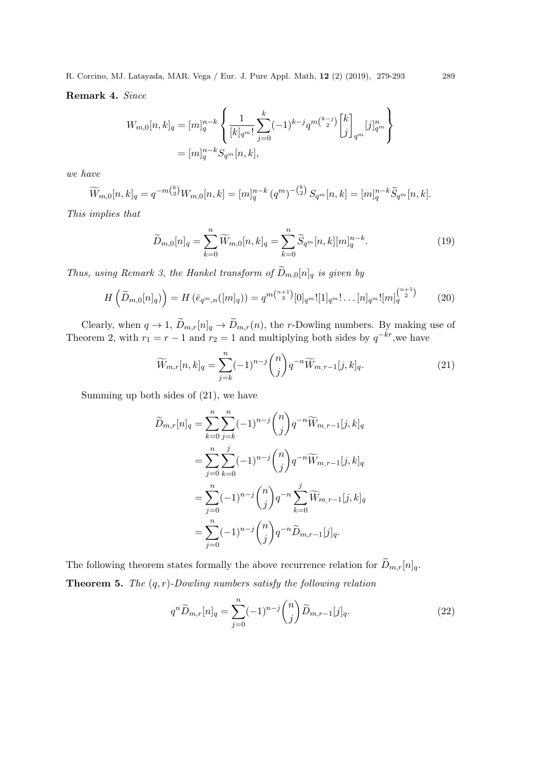**Remark 4.** *Since*

$$
\begin{aligned}
W_{m,0}[n,k]_q &= [m]_q^{n-k} \left\{ \frac{1}{[k]_{q^m}!} \sum_{j=0}^{k} (-1)^{k-j} q^{m\binom{k-j}{2}} \begin{bmatrix} k \\ j \end{bmatrix}_{q^m} [j]_{q^m}^n \right\} \\
&= [m]_q^{n-k} S_{q^m}[n,k],
\end{aligned}
$$

*we have*

$$
\widetilde{W}_{m,0}[n,k]_q = q^{-m\binom{k}{2}} W_{m,0}[n,k] = [m]_q^{n-k} \left(q^m\right)^{-\binom{k}{2}} S_{q^m}[n,k] = [m]_q^{n-k} \widetilde{S}_{q^m}[n,k].
$$

*This implies that*

$$
\widetilde{D}_{m,0}[n]_q = \sum_{k=0}^{n} \widetilde{W}_{m,0}[n,k]_q = \sum_{k=0}^{n} \widetilde{S}_{q^m}[n,k][m]_q^{n-k}. \tag{19}
$$

*Thus, using Remark 3, the Hankel transform of $\widetilde{D}_{m,0}[n]_q$ is given by*

$$
H\left(\widetilde{D}_{m,0}[n]_q\right) = H\left(\bar{e}_{q^m,n}([m]_q)\right) = q^{m\binom{n+1}{3}} [0]_{q^m}![1]_{q^m}! \dots [n]_{q^m}! [m]_q^{\binom{n+1}{2}} \tag{20}
$$

Clearly, when $q \to 1$, $\widetilde{D}_{m,r}[n]_q \to \widetilde{D}_{m,r}(n)$, the $r$-Dowling numbers. By making use of Theorem 2, with $r_1 = r-1$ and $r_2 = 1$ and multiplying both sides by $q^{-kr}$,we have

$$
\widetilde{W}_{m,r}[n,k]_q = \sum_{j=k}^{n} (-1)^{n-j} \binom{n}{j} q^{-n} \widetilde{W}_{m,r-1}[j,k]_q. \tag{21}
$$

Summing up both sides of (21), we have

$$
\begin{aligned}
\widetilde{D}_{m,r}[n]_q &= \sum_{k=0}^{n} \sum_{j=k}^{n} (-1)^{n-j} \binom{n}{j} q^{-n} \widetilde{W}_{m,r-1}[j,k]_q \\
&= \sum_{j=0}^{n} \sum_{k=0}^{j} (-1)^{n-j} \binom{n}{j} q^{-n} \widetilde{W}_{m,r-1}[j,k]_q \\
&= \sum_{j=0}^{n} (-1)^{n-j} \binom{n}{j} q^{-n} \sum_{k=0}^{j} \widetilde{W}_{m,r-1}[j,k]_q \\
&= \sum_{j=0}^{n} (-1)^{n-j} \binom{n}{j} q^{-n} \widetilde{D}_{m,r-1}[j]_q.
\end{aligned}
$$

The following theorem states formally the above recurrence relation for $\widetilde{D}_{m,r}[n]_q$.

**Theorem 5.** *The $(q,r)$-Dowling numbers satisfy the following relation*

$$
q^n \widetilde{D}_{m,r}[n]_q = \sum_{j=0}^{n} (-1)^{n-j} \binom{n}{j} \widetilde{D}_{m,r-1}[j]_q. \tag{22}
$$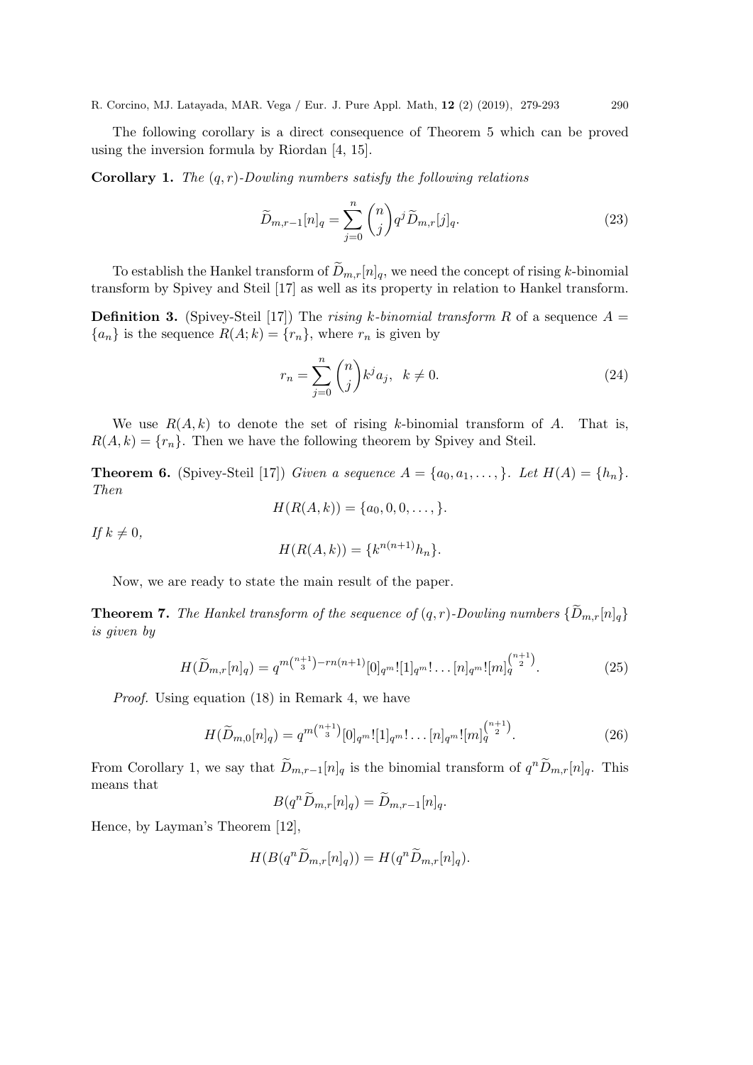The following corollary is a direct consequence of Theorem 5 which can be proved using the inversion formula by Riordan [4, 15].

**Corollary 1.** *The $(q,r)$-Dowling numbers satisfy the following relations*

$$\widetilde{D}_{m,r-1}[n]_q = \sum_{j=0}^{n} \binom{n}{j} q^j \widetilde{D}_{m,r}[j]_q. \tag{23}$$

To establish the Hankel transform of $\widetilde{D}_{m,r}[n]_q$, we need the concept of rising $k$-binomial transform by Spivey and Steil [17] as well as its property in relation to Hankel transform.

**Definition 3.** (Spivey-Steil [17]) The *rising $k$-binomial transform* $R$ of a sequence $A = \{a_n\}$ is the sequence $R(A;k) = \{r_n\}$, where $r_n$ is given by

$$r_n = \sum_{j=0}^{n} \binom{n}{j} k^j a_j, \quad k \neq 0. \tag{24}$$

We use $R(A,k)$ to denote the set of rising $k$-binomial transform of $A$. That is, $R(A,k) = \{r_n\}$. Then we have the following theorem by Spivey and Steil.

**Theorem 6.** (Spivey-Steil [17]) *Given a sequence $A = \{a_0, a_1, \ldots, \}$. Let $H(A) = \{h_n\}$. Then*

$$H(R(A,k)) = \{a_0, 0, 0, \ldots, \}.$$

*If $k \neq 0$,*

$$H(R(A,k)) = \{k^{n(n+1)} h_n\}.$$

Now, we are ready to state the main result of the paper.

**Theorem 7.** *The Hankel transform of the sequence of $(q,r)$-Dowling numbers $\{\widetilde{D}_{m,r}[n]_q\}$ is given by*

$$H(\widetilde{D}_{m,r}[n]_q) = q^{m\binom{n+1}{3} - rn(n+1)} [0]_{q^m}! [1]_{q^m}! \ldots [n]_{q^m}! [m]_q^{\binom{n+1}{2}}. \tag{25}$$

*Proof.* Using equation (18) in Remark 4, we have

$$H(\widetilde{D}_{m,0}[n]_q) = q^{m\binom{n+1}{3}} [0]_{q^m}! [1]_{q^m}! \ldots [n]_{q^m}! [m]_q^{\binom{n+1}{2}}. \tag{26}$$

From Corollary 1, we say that $\widetilde{D}_{m,r-1}[n]_q$ is the binomial transform of $q^n \widetilde{D}_{m,r}[n]_q$. This means that

$$B(q^n \widetilde{D}_{m,r}[n]_q) = \widetilde{D}_{m,r-1}[n]_q.$$

Hence, by Layman's Theorem [12],

$$H(B(q^n \widetilde{D}_{m,r}[n]_q)) = H(q^n \widetilde{D}_{m,r}[n]_q).$$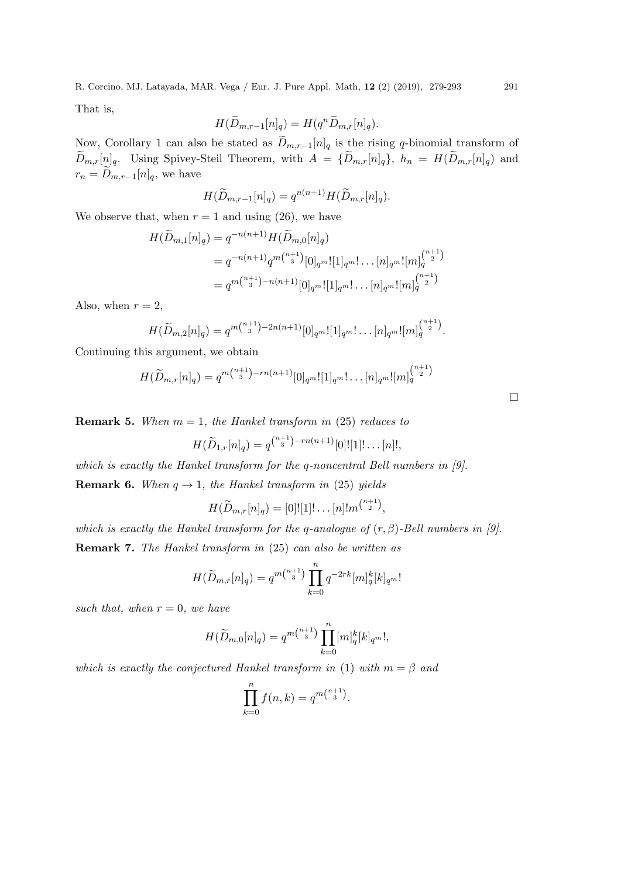That is,

$$H(\widetilde{D}_{m,r-1}[n]_q) = H(q^n \widetilde{D}_{m,r}[n]_q).$$

Now, Corollary 1 can also be stated as $\widetilde{D}_{m,r-1}[n]_q$ is the rising $q$-binomial transform of $\widetilde{D}_{m,r}[n]_q$. Using Spivey-Steil Theorem, with $A = \{\widetilde{D}_{m,r}[n]_q\}$, $h_n = H(\widetilde{D}_{m,r}[n]_q)$ and $r_n = \widetilde{D}_{m,r-1}[n]_q$, we have

$$H(\widetilde{D}_{m,r-1}[n]_q) = q^{n(n+1)} H(\widetilde{D}_{m,r}[n]_q).$$

We observe that, when $r = 1$ and using (26), we have

$$\begin{aligned}
H(\widetilde{D}_{m,1}[n]_q) &= q^{-n(n+1)} H(\widetilde{D}_{m,0}[n]_q) \\
&= q^{-n(n+1)} q^{m\binom{n+1}{3}} [0]_{q^m}![1]_{q^m}! \ldots [n]_{q^m}! [m]_q^{\binom{n+1}{2}} \\
&= q^{m\binom{n+1}{3} - n(n+1)} [0]_{q^m}![1]_{q^m}! \ldots [n]_{q^m}! [m]_q^{\binom{n+1}{2}}
\end{aligned}$$

Also, when $r = 2$,

$$H(\widetilde{D}_{m,2}[n]_q) = q^{m\binom{n+1}{3} - 2n(n+1)} [0]_{q^m}![1]_{q^m}! \ldots [n]_{q^m}! [m]_q^{\binom{n+1}{2}}.$$

Continuing this argument, we obtain

$$H(\widetilde{D}_{m,r}[n]_q) = q^{m\binom{n+1}{3} - rn(n+1)} [0]_{q^m}![1]_{q^m}! \ldots [n]_{q^m}! [m]_q^{\binom{n+1}{2}}$$

□

**Remark 5.** *When $m = 1$, the Hankel transform in (25) reduces to*

$$H(\widetilde{D}_{1,r}[n]_q) = q^{\binom{n+1}{3} - rn(n+1)} [0]![1]! \ldots [n]!,$$

*which is exactly the Hankel transform for the q-noncentral Bell numbers in [9].*

**Remark 6.** *When $q \to 1$, the Hankel transform in (25) yields*

$$H(\widetilde{D}_{m,r}[n]_q) = [0]![1]! \ldots [n]! m^{\binom{n+1}{2}},$$

*which is exactly the Hankel transform for the q-analogue of $(r, \beta)$-Bell numbers in [9].*

**Remark 7.** *The Hankel transform in (25) can also be written as*

$$H(\widetilde{D}_{m,r}[n]_q) = q^{m\binom{n+1}{3}} \prod_{k=0}^{n} q^{-2rk} [m]_q^k [k]_{q^m}!$$

*such that, when $r = 0$, we have*

$$H(\widetilde{D}_{m,0}[n]_q) = q^{m\binom{n+1}{3}} \prod_{k=0}^{n} [m]_q^k [k]_{q^m}!,$$

*which is exactly the conjectured Hankel transform in (1) with $m = \beta$ and*

$$\prod_{k=0}^{n} f(n,k) = q^{m\binom{n+1}{3}}.$$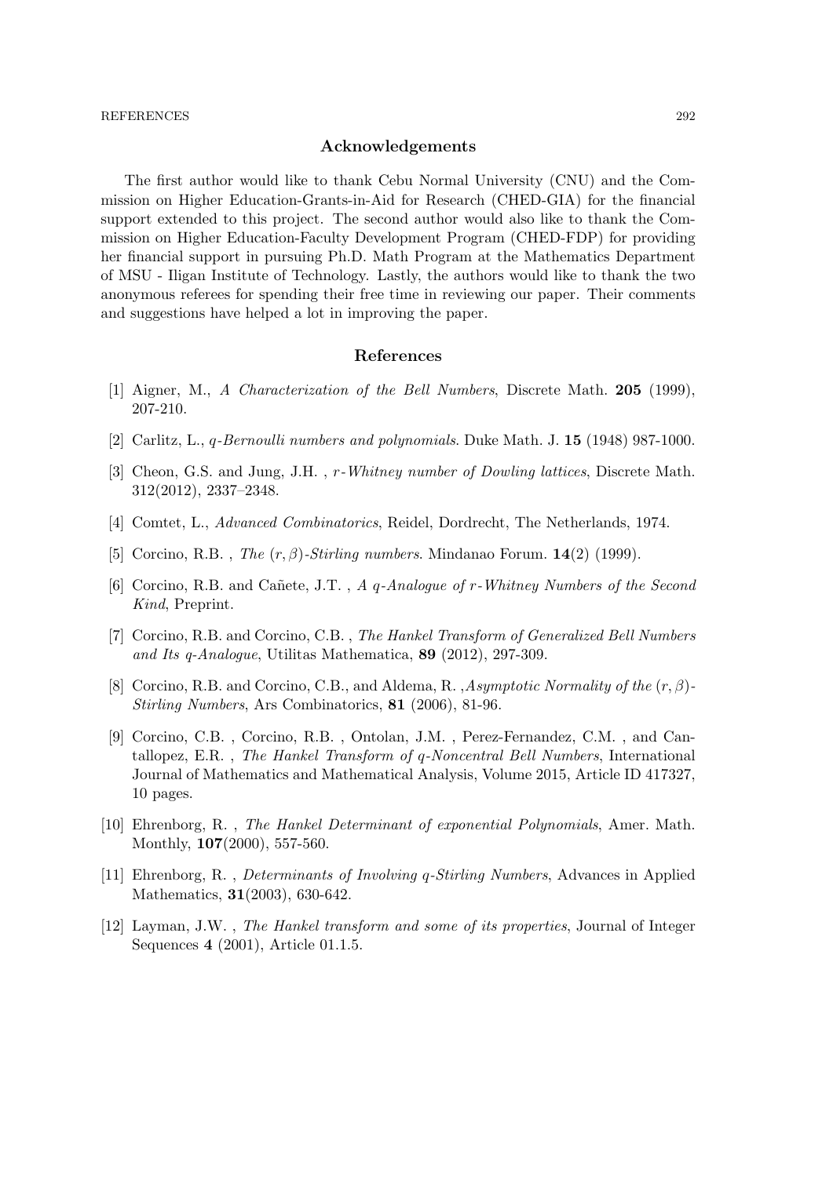## Acknowledgements

The first author would like to thank Cebu Normal University (CNU) and the Commission on Higher Education-Grants-in-Aid for Research (CHED-GIA) for the financial support extended to this project. The second author would also like to thank the Commission on Higher Education-Faculty Development Program (CHED-FDP) for providing her financial support in pursuing Ph.D. Math Program at the Mathematics Department of MSU - Iligan Institute of Technology. Lastly, the authors would like to thank the two anonymous referees for spending their free time in reviewing our paper. Their comments and suggestions have helped a lot in improving the paper.

## References

[1] Aigner, M., *A Characterization of the Bell Numbers*, Discrete Math. **205** (1999), 207-210.

[2] Carlitz, L., *q-Bernoulli numbers and polynomials*. Duke Math. J. **15** (1948) 987-1000.

[3] Cheon, G.S. and Jung, J.H. , *r-Whitney number of Dowling lattices*, Discrete Math. 312(2012), 2337–2348.

[4] Comtet, L., *Advanced Combinatorics*, Reidel, Dordrecht, The Netherlands, 1974.

[5] Corcino, R.B. , *The $(r, \beta)$-Stirling numbers*. Mindanao Forum. **14**(2) (1999).

[6] Corcino, R.B. and Cañete, J.T. , *A q-Analogue of r-Whitney Numbers of the Second Kind*, Preprint.

[7] Corcino, R.B. and Corcino, C.B. , *The Hankel Transform of Generalized Bell Numbers and Its q-Analogue*, Utilitas Mathematica, **89** (2012), 297-309.

[8] Corcino, R.B. and Corcino, C.B., and Aldema, R. ,*Asymptotic Normality of the $(r, \beta)$-Stirling Numbers*, Ars Combinatorics, **81** (2006), 81-96.

[9] Corcino, C.B. , Corcino, R.B. , Ontolan, J.M. , Perez-Fernandez, C.M. , and Cantallopez, E.R. , *The Hankel Transform of q-Noncentral Bell Numbers*, International Journal of Mathematics and Mathematical Analysis, Volume 2015, Article ID 417327, 10 pages.

[10] Ehrenborg, R. , *The Hankel Determinant of exponential Polynomials*, Amer. Math. Monthly, **107**(2000), 557-560.

[11] Ehrenborg, R. , *Determinants of Involving q-Stirling Numbers*, Advances in Applied Mathematics, **31**(2003), 630-642.

[12] Layman, J.W. , *The Hankel transform and some of its properties*, Journal of Integer Sequences **4** (2001), Article 01.1.5.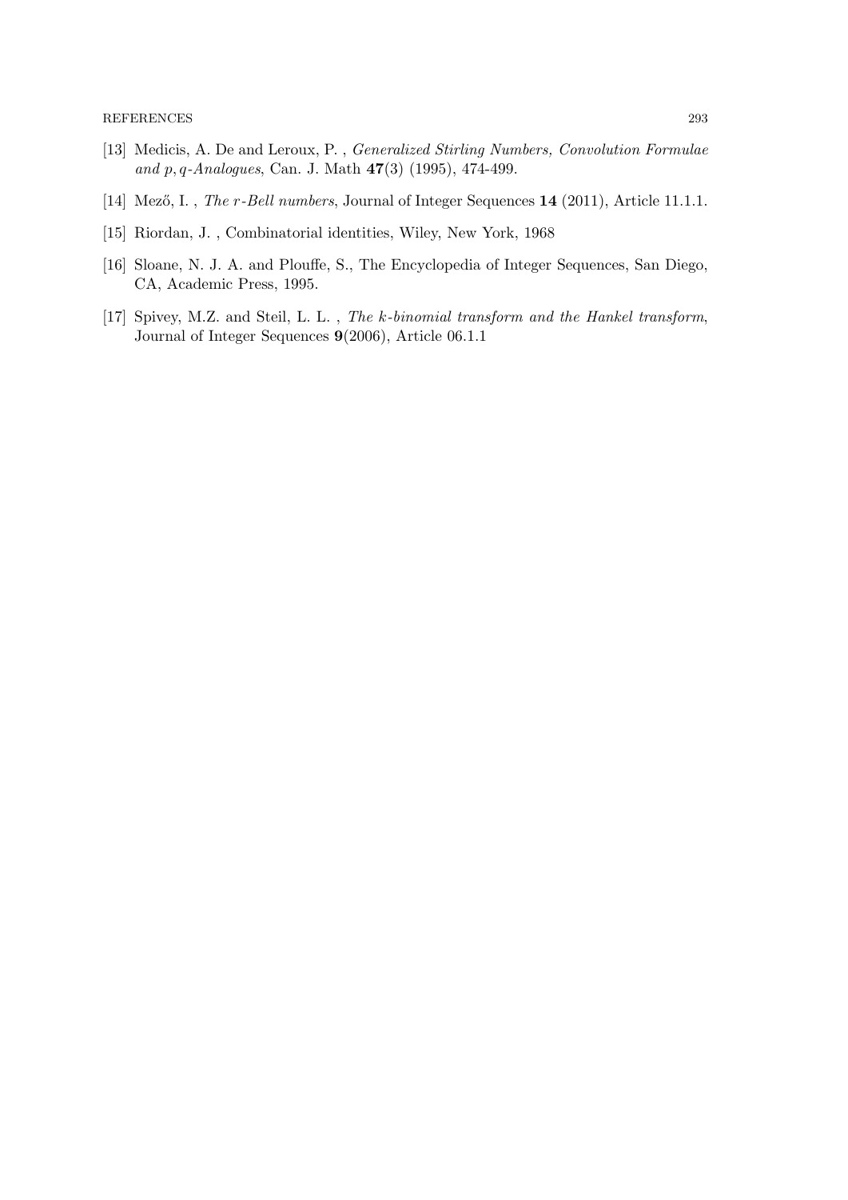[13] Medicis, A. De and Leroux, P. , *Generalized Stirling Numbers, Convolution Formulae and $p, q$-Analogues*, Can. J. Math **47**(3) (1995), 474-499.

[14] Mező, I. , *The $r$-Bell numbers*, Journal of Integer Sequences **14** (2011), Article 11.1.1.

[15] Riordan, J. , Combinatorial identities, Wiley, New York, 1968

[16] Sloane, N. J. A. and Plouffe, S., The Encyclopedia of Integer Sequences, San Diego, CA, Academic Press, 1995.

[17] Spivey, M.Z. and Steil, L. L. , *The $k$-binomial transform and the Hankel transform*, Journal of Integer Sequences **9**(2006), Article 06.1.1